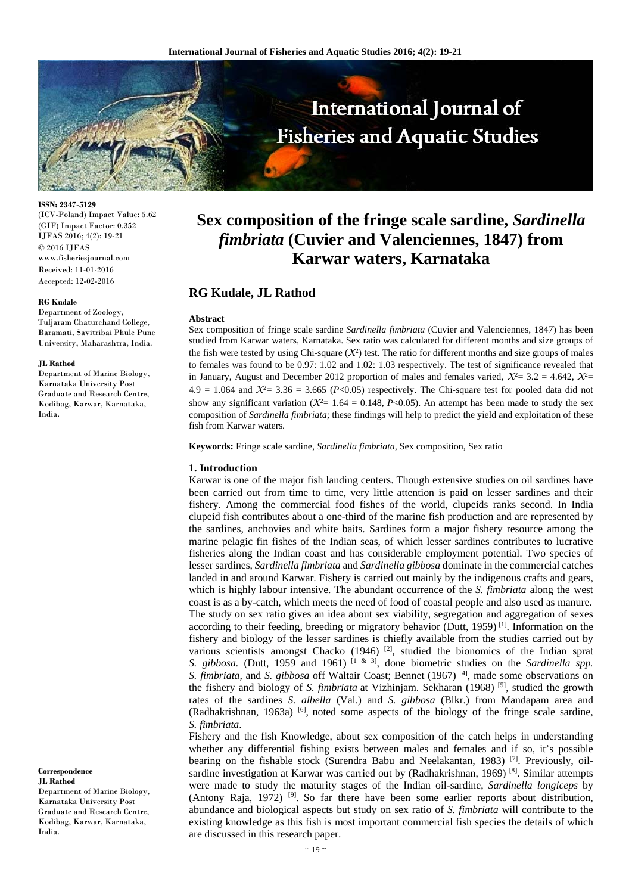# Sex composition of the fringe scale sardine, *Sardinella fimbriata* (Cuvier and Valenciennes, 1847) from Karwar waters, Karnataka

**RG Kudale, JL Rathod**

ISSN: 2347-5129
(ICV-Poland) Impact Value: 5.62
(GIF) Impact Factor: 0.352
IJFAS 2016; 4(2): 19-21
© 2016 IJFAS
www.fisheriesjournal.com
Received: 11-01-2016
Accepted: 12-02-2016

**RG Kudale**
Department of Zoology, Tuljaram Chaturchand College, Baramati, Savitribai Phule Pune University, Maharashtra, India.

**JL Rathod**
Department of Marine Biology, Karnataka University Post Graduate and Research Centre, Kodibag, Karwar, Karnataka, India.

**Correspondence**
**JL Rathod**
Department of Marine Biology, Karnataka University Post Graduate and Research Centre, Kodibag, Karwar, Karnataka, India.

**Abstract**

Sex composition of fringe scale sardine *Sardinella fimbriata* (Cuvier and Valenciennes, 1847) has been studied from Karwar waters, Karnataka. Sex ratio was calculated for different months and size groups of the fish were tested by using Chi-square ($X^2$) test. The ratio for different months and size groups of males to females was found to be 0.97: 1.02 and 1.02: 1.03 respectively. The test of significance revealed that in January, August and December 2012 proportion of males and females varied, $X^2$= 3.2 = 4.642, $X^2$= 4.9 = 1.064 and $X^2$= 3.36 = 3.665 ($P$<0.05) respectively. The Chi-square test for pooled data did not show any significant variation ($X^2$= 1.64 = 0.148, $P$<0.05). An attempt has been made to study the sex composition of *Sardinella fimbriata*; these findings will help to predict the yield and exploitation of these fish from Karwar waters.

**Keywords:** Fringe scale sardine, *Sardinella fimbriata,* Sex composition, Sex ratio

## 1. Introduction

Karwar is one of the major fish landing centers. Though extensive studies on oil sardines have been carried out from time to time, very little attention is paid on lesser sardines and their fishery. Among the commercial food fishes of the world, clupeids ranks second. In India clupeid fish contributes about a one-third of the marine fish production and are represented by the sardines, anchovies and white baits. Sardines form a major fishery resource among the marine pelagic fin fishes of the Indian seas, of which lesser sardines contributes to lucrative fisheries along the Indian coast and has considerable employment potential. Two species of lesser sardines, *Sardinella fimbriata* and *Sardinella gibbosa* dominate in the commercial catches landed in and around Karwar. Fishery is carried out mainly by the indigenous crafts and gears, which is highly labour intensive. The abundant occurrence of the *S. fimbriata* along the west coast is as a by-catch, which meets the need of food of coastal people and also used as manure.

The study on sex ratio gives an idea about sex viability, segregation and aggregation of sexes according to their feeding, breeding or migratory behavior (Dutt, 1959) [1]. Information on the fishery and biology of the lesser sardines is chiefly available from the studies carried out by various scientists amongst Chacko (1946) [2], studied the bionomics of the Indian sprat *S. gibbosa.* (Dutt, 1959 and 1961) [1 & 3], done biometric studies on the *Sardinella spp. S. fimbriata,* and *S. gibbosa* off Waltair Coast; Bennet (1967) [4], made some observations on the fishery and biology of *S. fimbriata* at Vizhinjam. Sekharan (1968) [5], studied the growth rates of the sardines *S. albella* (Val.) and *S. gibbosa* (Blkr.) from Mandapam area and (Radhakrishnan, 1963a) [6], noted some aspects of the biology of the fringe scale sardine, *S. fimbriata*.

Fishery and the fish Knowledge, about sex composition of the catch helps in understanding whether any differential fishing exists between males and females and if so, it's possible bearing on the fishable stock (Surendra Babu and Neelakantan, 1983) [7]. Previously, oil-sardine investigation at Karwar was carried out by (Radhakrishnan, 1969) [8]. Similar attempts were made to study the maturity stages of the Indian oil-sardine, *Sardinella longiceps* by (Antony Raja, 1972) [9]. So far there have been some earlier reports about distribution, abundance and biological aspects but study on sex ratio of *S. fimbriata* will contribute to the existing knowledge as this fish is most important commercial fish species the details of which are discussed in this research paper.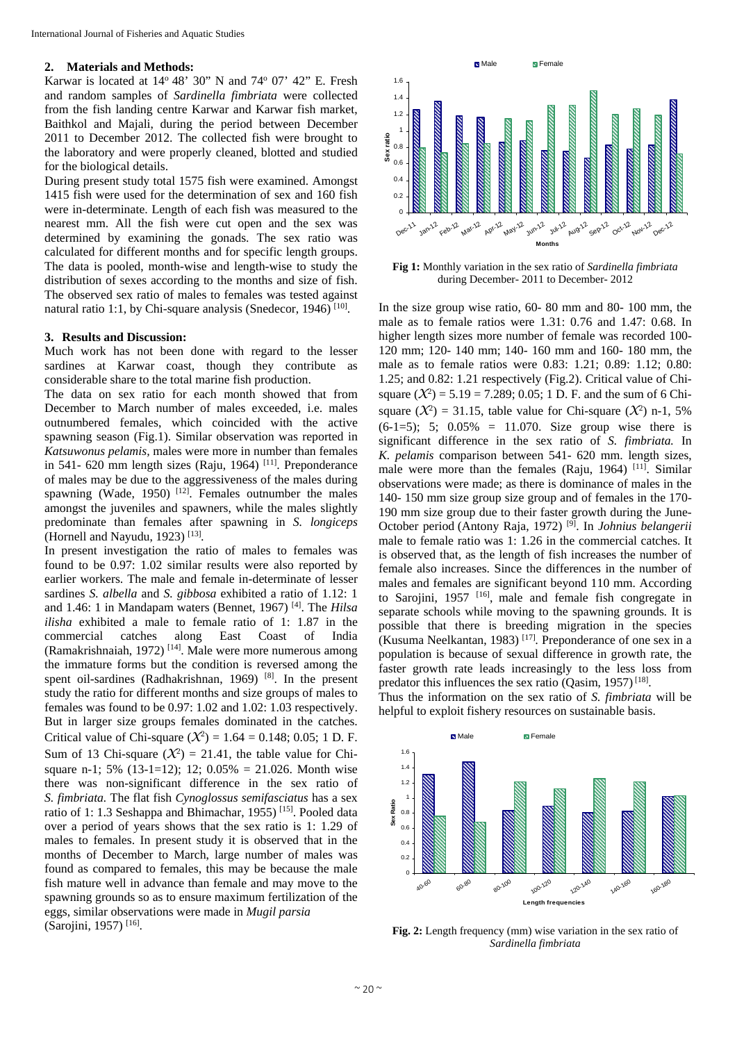## 2. Materials and Methods:

Karwar is located at 14° 48' 30" N and 74° 07' 42" E. Fresh and random samples of *Sardinella fimbriata* were collected from the fish landing centre Karwar and Karwar fish market, Baithkol and Majali, during the period between December 2011 to December 2012. The collected fish were brought to the laboratory and were properly cleaned, blotted and studied for the biological details.

During present study total 1575 fish were examined. Amongst 1415 fish were used for the determination of sex and 160 fish were in-determinate. Length of each fish was measured to the nearest mm. All the fish were cut open and the sex was determined by examining the gonads. The sex ratio was calculated for different months and for specific length groups. The data is pooled, month-wise and length-wise to study the distribution of sexes according to the months and size of fish. The observed sex ratio of males to females was tested against natural ratio 1:1, by Chi-square analysis (Snedecor, 1946) [10].

## 3. Results and Discussion:

Much work has not been done with regard to the lesser sardines at Karwar coast, though they contribute as considerable share to the total marine fish production.

The data on sex ratio for each month showed that from December to March number of males exceeded, i.e. males outnumbered females, which coincided with the active spawning season (Fig.1). Similar observation was reported in *Katsuwonus pelamis*, males were more in number than females in 541- 620 mm length sizes (Raju, 1964) [11]. Preponderance of males may be due to the aggressiveness of the males during spawning (Wade, 1950) [12]. Females outnumber the males amongst the juveniles and spawners, while the males slightly predominate than females after spawning in *S. longiceps* (Hornell and Nayudu, 1923) [13].

In present investigation the ratio of males to females was found to be 0.97: 1.02 similar results were also reported by earlier workers. The male and female in-determinate of lesser sardines *S. albella* and *S. gibbosa* exhibited a ratio of 1.12: 1 and 1.46: 1 in Mandapam waters (Bennet, 1967) [4]. The *Hilsa ilisha* exhibited a male to female ratio of 1: 1.87 in the commercial catches along East Coast of India (Ramakrishnaiah, 1972) [14]. Male were more numerous among the immature forms but the condition is reversed among the spent oil-sardines (Radhakrishnan, 1969) [8]. In the present study the ratio for different months and size groups of males to females was found to be 0.97: 1.02 and 1.02: 1.03 respectively. But in larger size groups females dominated in the catches. Critical value of Chi-square ($\chi^2$) = 1.64 = 0.148; 0.05; 1 D. F. Sum of 13 Chi-square ($\chi^2$) = 21.41, the table value for Chi-square n-1; 5% (13-1=12); 12; 0.05% = 21.026. Month wise there was non-significant difference in the sex ratio of *S. fimbriata.* The flat fish *Cynoglossus semifasciatus* has a sex ratio of 1: 1.3 Seshappa and Bhimachar, 1955) [15]. Pooled data over a period of years shows that the sex ratio is 1: 1.29 of males to females. In present study it is observed that in the months of December to March, large number of males was found as compared to females, this may be because the male fish mature well in advance than female and may move to the spawning grounds so as to ensure maximum fertilization of the eggs, similar observations were made in *Mugil parsia* (Sarojini, 1957) [16].

**Fig 1:** Monthly variation in the sex ratio of *Sardinella fimbriata* during December- 2011 to December- 2012

In the size group wise ratio, 60- 80 mm and 80- 100 mm, the male as to female ratios were 1.31: 0.76 and 1.47: 0.68. In higher length sizes more number of female was recorded 100-120 mm; 120- 140 mm; 140- 160 mm and 160- 180 mm, the male as to female ratios were 0.83: 1.21; 0.89: 1.12; 0.80: 1.25; and 0.82: 1.21 respectively (Fig.2). Critical value of Chi-square ($\chi^2$) = 5.19 = 7.289; 0.05; 1 D. F. and the sum of 6 Chi-square ($\chi^2$) = 31.15, table value for Chi-square ($\chi^2$) n-1, 5% (6-1=5); 5; 0.05% = 11.070. Size group wise there is significant difference in the sex ratio of *S. fimbriata.* In *K. pelamis* comparison between 541- 620 mm. length sizes, male were more than the females (Raju, 1964) [11]. Similar observations were made; as there is dominance of males in the 140- 150 mm size group size group and of females in the 170-190 mm size group due to their faster growth during the June-October period (Antony Raja, 1972) [9]. In *Johnius belangerii* male to female ratio was 1: 1.26 in the commercial catches. It is observed that, as the length of fish increases the number of female also increases. Since the differences in the number of males and females are significant beyond 110 mm. According to Sarojini, 1957 [16], male and female fish congregate in separate schools while moving to the spawning grounds. It is possible that there is breeding migration in the species (Kusuma Neelkantan, 1983) [17]. Preponderance of one sex in a population is because of sexual difference in growth rate, the faster growth rate leads increasingly to the less loss from predator this influences the sex ratio (Qasim, 1957) [18].

Thus the information on the sex ratio of *S. fimbriata* will be helpful to exploit fishery resources on sustainable basis.

**Fig. 2:** Length frequency (mm) wise variation in the sex ratio of *Sardinella fimbriata*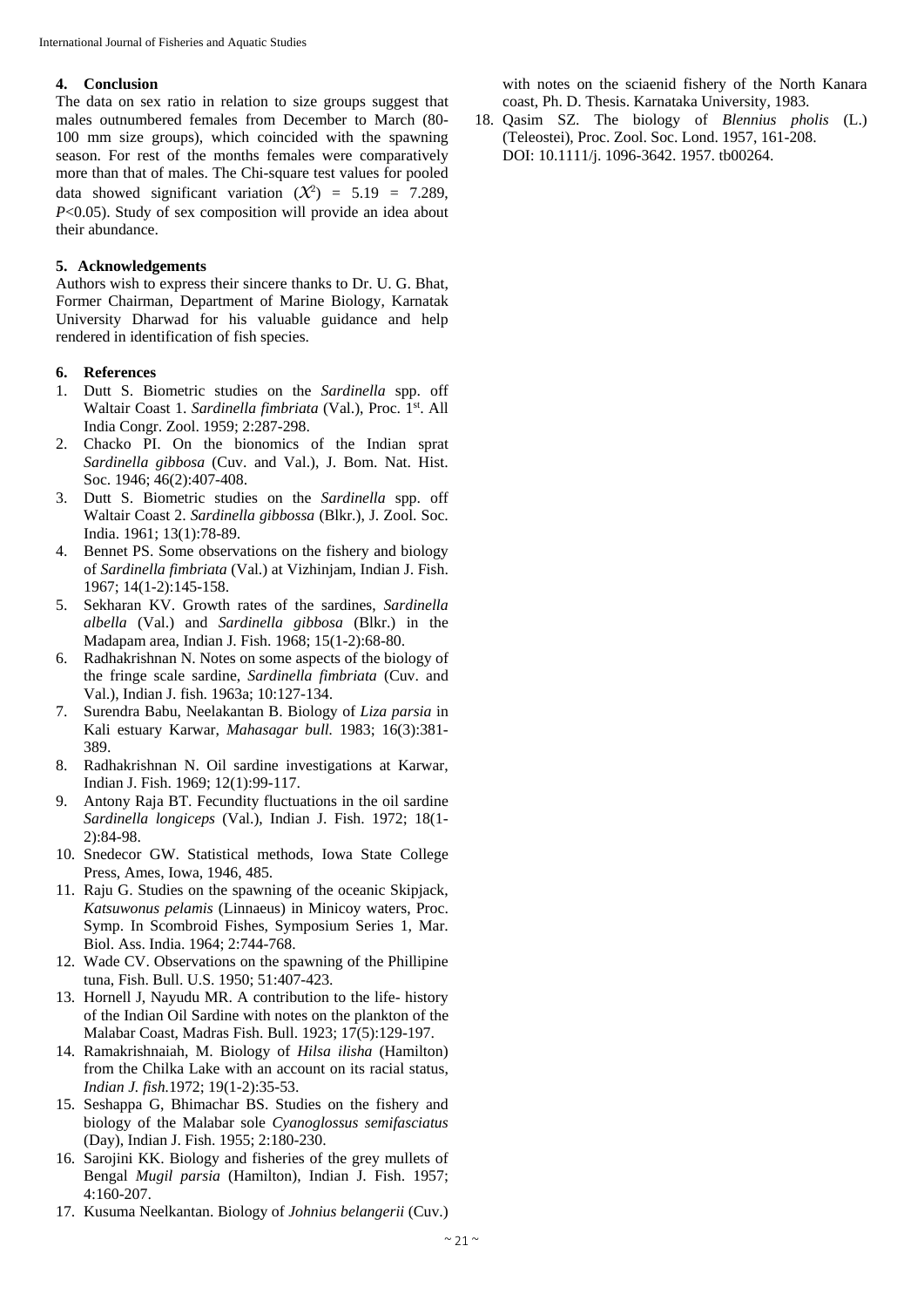## 4. Conclusion

The data on sex ratio in relation to size groups suggest that males outnumbered females from December to March (80-100 mm size groups), which coincided with the spawning season. For rest of the months females were comparatively more than that of males. The Chi-square test values for pooled data showed significant variation ($\mathcal{X}^2$) = 5.19 = 7.289, $P<0.05$). Study of sex composition will provide an idea about their abundance.

## 5. Acknowledgements

Authors wish to express their sincere thanks to Dr. U. G. Bhat, Former Chairman, Department of Marine Biology, Karnatak University Dharwad for his valuable guidance and help rendered in identification of fish species.

## 6. References

1. Dutt S. Biometric studies on the *Sardinella* spp. off Waltair Coast 1. *Sardinella fimbriata* (Val.), Proc. 1st. All India Congr. Zool. 1959; 2:287-298.
2. Chacko PI. On the bionomics of the Indian sprat *Sardinella gibbosa* (Cuv. and Val.), J. Bom. Nat. Hist. Soc. 1946; 46(2):407-408.
3. Dutt S. Biometric studies on the *Sardinella* spp. off Waltair Coast 2. *Sardinella gibbossa* (Blkr.), J. Zool. Soc. India. 1961; 13(1):78-89.
4. Bennet PS. Some observations on the fishery and biology of *Sardinella fimbriata* (Val.) at Vizhinjam, Indian J. Fish. 1967; 14(1-2):145-158.
5. Sekharan KV. Growth rates of the sardines, *Sardinella albella* (Val.) and *Sardinella gibbosa* (Blkr.) in the Madapam area, Indian J. Fish. 1968; 15(1-2):68-80.
6. Radhakrishnan N. Notes on some aspects of the biology of the fringe scale sardine, *Sardinella fimbriata* (Cuv. and Val.), Indian J. fish. 1963a; 10:127-134.
7. Surendra Babu, Neelakantan B. Biology of *Liza parsia* in Kali estuary Karwar, *Mahasagar bull.* 1983; 16(3):381-389.
8. Radhakrishnan N. Oil sardine investigations at Karwar, Indian J. Fish. 1969; 12(1):99-117.
9. Antony Raja BT. Fecundity fluctuations in the oil sardine *Sardinella longiceps* (Val.), Indian J. Fish. 1972; 18(1-2):84-98.
10. Snedecor GW. Statistical methods, Iowa State College Press, Ames, Iowa, 1946, 485.
11. Raju G. Studies on the spawning of the oceanic Skipjack, *Katsuwonus pelamis* (Linnaeus) in Minicoy waters, Proc. Symp. In Scombroid Fishes, Symposium Series 1, Mar. Biol. Ass. India. 1964; 2:744-768.
12. Wade CV. Observations on the spawning of the Phillipine tuna, Fish. Bull. U.S. 1950; 51:407-423.
13. Hornell J, Nayudu MR. A contribution to the life- history of the Indian Oil Sardine with notes on the plankton of the Malabar Coast, Madras Fish. Bull. 1923; 17(5):129-197.
14. Ramakrishnaiah, M. Biology of *Hilsa ilisha* (Hamilton) from the Chilka Lake with an account on its racial status, *Indian J. fish.*1972; 19(1-2):35-53.
15. Seshappa G, Bhimachar BS. Studies on the fishery and biology of the Malabar sole *Cyanoglossus semifasciatus* (Day), Indian J. Fish. 1955; 2:180-230.
16. Sarojini KK. Biology and fisheries of the grey mullets of Bengal *Mugil parsia* (Hamilton), Indian J. Fish. 1957; 4:160-207.
17. Kusuma Neelkantan. Biology of *Johnius belangerii* (Cuv.) with notes on the sciaenid fishery of the North Kanara coast, Ph. D. Thesis. Karnataka University, 1983.
18. Qasim SZ. The biology of *Blennius pholis* (L.) (Teleostei), Proc. Zool. Soc. Lond. 1957, 161-208. DOI: 10.1111/j. 1096-3642. 1957. tb00264.